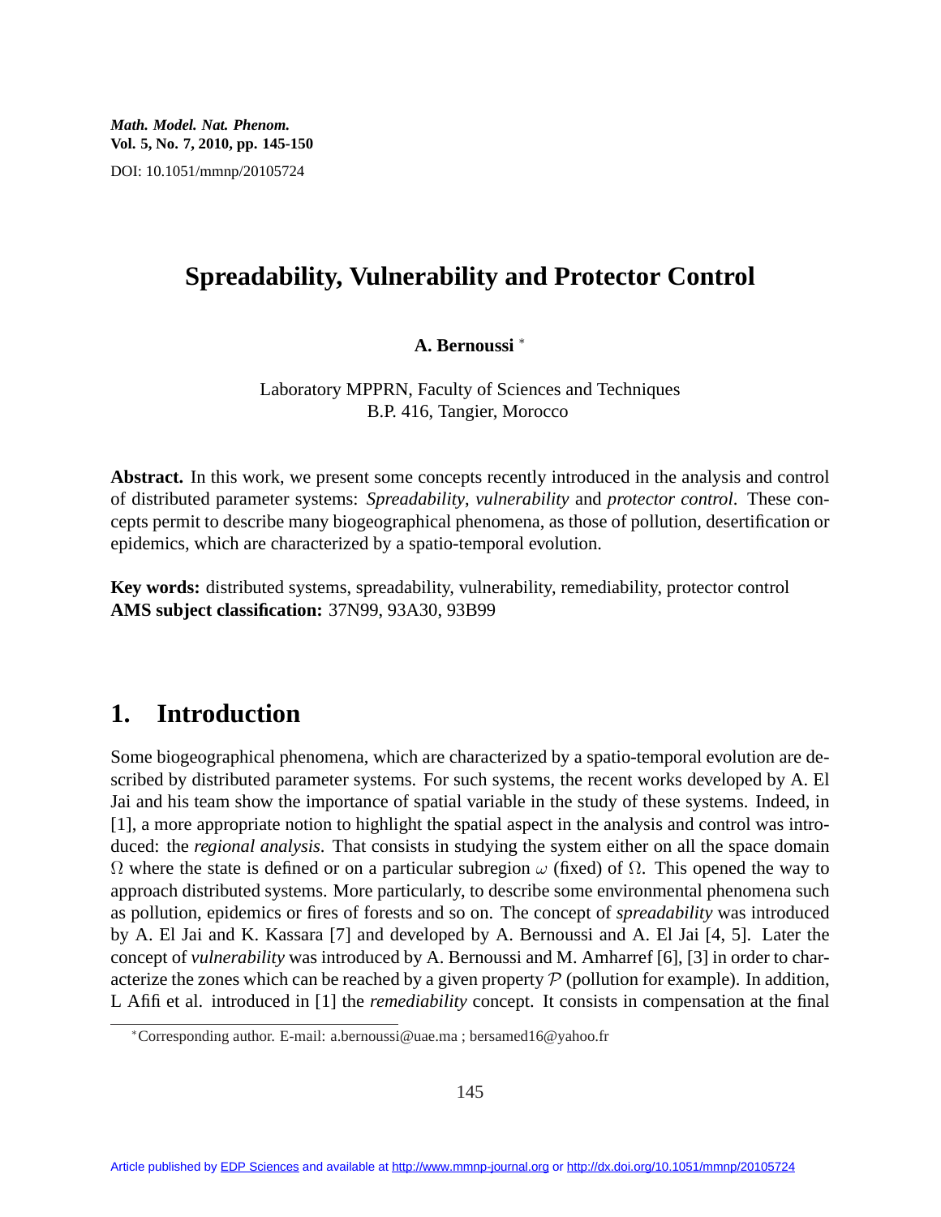# Spreadability, Vulnerability and Protector Control

**A. Bernoussi** [*]

Laboratory MPPRN, Faculty of Sciences and Techniques
B.P. 416, Tangier, Morocco

**Abstract.** In this work, we present some concepts recently introduced in the analysis and control of distributed parameter systems: *Spreadability*, *vulnerability* and *protector control*. These concepts permit to describe many biogeographical phenomena, as those of pollution, desertification or epidemics, which are characterized by a spatio-temporal evolution.

**Key words:** distributed systems, spreadability, vulnerability, remediability, protector control
**AMS subject classification:** 37N99, 93A30, 93B99

## 1. Introduction

Some biogeographical phenomena, which are characterized by a spatio-temporal evolution are described by distributed parameter systems. For such systems, the recent works developed by A. El Jai and his team show the importance of spatial variable in the study of these systems. Indeed, in [1], a more appropriate notion to highlight the spatial aspect in the analysis and control was introduced: the *regional analysis*. That consists in studying the system either on all the space domain $\Omega$ where the state is defined or on a particular subregion $\omega$ (fixed) of $\Omega$. This opened the way to approach distributed systems. More particularly, to describe some environmental phenomena such as pollution, epidemics or fires of forests and so on. The concept of *spreadability* was introduced by A. El Jai and K. Kassara [7] and developed by A. Bernoussi and A. El Jai [4, 5]. Later the concept of *vulnerability* was introduced by A. Bernoussi and M. Amharref [6], [3] in order to characterize the zones which can be reached by a given property $\mathcal{P}$ (pollution for example). In addition, L Afifi et al. introduced in [1] the *remediability* concept. It consists in compensation at the final

[*] Corresponding author. E-mail: a.bernoussi@uae.ma ; bersamed16@yahoo.fr

Article published by EDP Sciences and available at http://www.mmnp-journal.org or http://dx.doi.org/10.1051/mmnp/20105724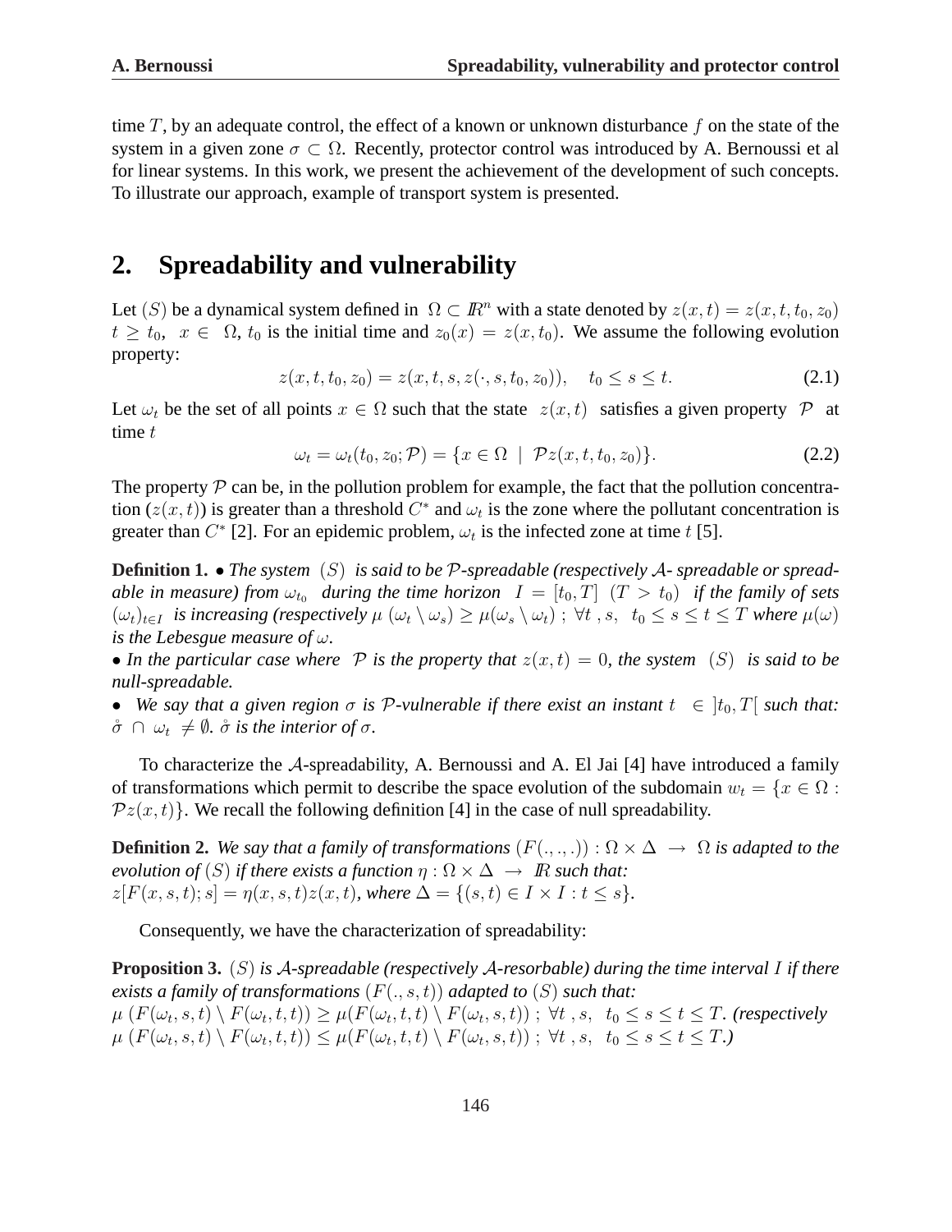time $T$, by an adequate control, the effect of a known or unknown disturbance $f$ on the state of the system in a given zone $\sigma \subset \Omega$. Recently, protector control was introduced by A. Bernoussi et al for linear systems. In this work, we present the achievement of the development of such concepts. To illustrate our approach, example of transport system is presented.

## 2. Spreadability and vulnerability

Let $(S)$ be a dynamical system defined in $\Omega \subset I\!R^n$ with a state denoted by $z(x,t) = z(x,t,t_0,z_0)$ $t \geq t_0$, $x \in \Omega$, $t_0$ is the initial time and $z_0(x) = z(x,t_0)$. We assume the following evolution property:

$$z(x,t,t_0,z_0) = z(x,t,s,z(\cdot,s,t_0,z_0)), \quad t_0 \leq s \leq t. \tag{2.1}$$

Let $\omega_t$ be the set of all points $x \in \Omega$ such that the state $z(x,t)$ satisfies a given property $\mathcal{P}$ at time $t$

$$\omega_t = \omega_t(t_0,z_0;\mathcal{P}) = \{x \in \Omega \ | \ \mathcal{P}z(x,t,t_0,z_0)\}. \tag{2.2}$$

The property $\mathcal{P}$ can be, in the pollution problem for example, the fact that the pollution concentration ($z(x,t)$) is greater than a threshold $C^*$ and $\omega_t$ is the zone where the pollutant concentration is greater than $C^*$ [2]. For an epidemic problem, $\omega_t$ is the infected zone at time $t$ [5].

**Definition 1.** • *The system $(S)$ is said to be $\mathcal{P}$-spreadable (respectively $\mathcal{A}$- spreadable or spreadable in measure) from $\omega_{t_0}$ during the time horizon $I = [t_0,T]$ $(T > t_0)$ if the family of sets $(\omega_t)_{t\in I}$ is increasing (respectively $\mu\,(\omega_t \setminus \omega_s) \geq \mu(\omega_s \setminus \omega_t)$ ; $\forall t\,, s,\ t_0 \leq s \leq t \leq T$ where $\mu(\omega)$ is the Lebesgue measure of $\omega$.*

• *In the particular case where $\mathcal{P}$ is the property that $z(x,t) = 0$, the system $(S)$ is said to be null-spreadable.*

• *We say that a given region $\sigma$ is $\mathcal{P}$-vulnerable if there exist an instant $t \in \,]t_0,T[$ such that: $\mathring{\sigma} \cap \omega_t \neq \emptyset$. $\mathring{\sigma}$ is the interior of $\sigma$.*

To characterize the $\mathcal{A}$-spreadability, A. Bernoussi and A. El Jai [4] have introduced a family of transformations which permit to describe the space evolution of the subdomain $w_t = \{x \in \Omega : \mathcal{P}z(x,t)\}$. We recall the following definition [4] in the case of null spreadability.

**Definition 2.** *We say that a family of transformations $(F(.,.,.)) : \Omega \times \Delta \rightarrow \Omega$ is adapted to the evolution of $(S)$ if there exists a function $\eta : \Omega \times \Delta \rightarrow I\!R$ such that: $z[F(x,s,t);s] = \eta(x,s,t)z(x,t)$, where $\Delta = \{(s,t) \in I \times I : t \leq s\}$.*

Consequently, we have the characterization of spreadability:

**Proposition 3.** *$(S)$ is $\mathcal{A}$-spreadable (respectively $\mathcal{A}$-resorbable) during the time interval $I$ if there exists a family of transformations $(F(.,s,t))$ adapted to $(S)$ such that:*
*$\mu\,(F(\omega_t,s,t) \setminus F(\omega_t,t,t)) \geq \mu(F(\omega_t,t,t) \setminus F(\omega_t,s,t))$ ; $\forall t\,, s,\ t_0 \leq s \leq t \leq T$. (respectively $\mu\,(F(\omega_t,s,t) \setminus F(\omega_t,t,t)) \leq \mu(F(\omega_t,t,t) \setminus F(\omega_t,s,t))$ ; $\forall t\,, s,\ t_0 \leq s \leq t \leq T$.)*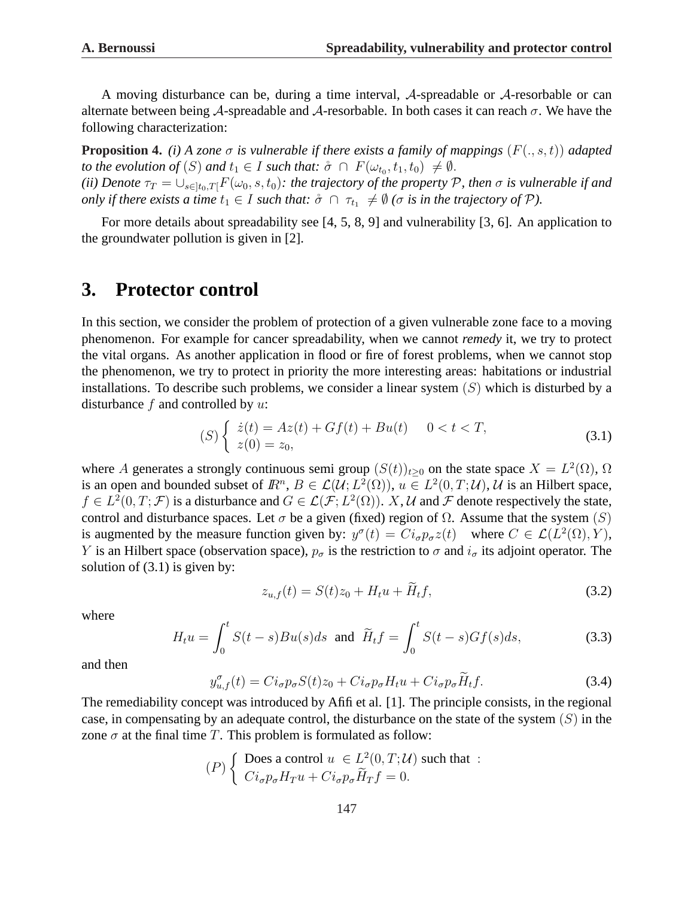A moving disturbance can be, during a time interval, $\mathcal{A}$-spreadable or $\mathcal{A}$-resorbable or can alternate between being $\mathcal{A}$-spreadable and $\mathcal{A}$-resorbable. In both cases it can reach $\sigma$. We have the following characterization:

**Proposition 4.** *(i) A zone $\sigma$ is vulnerable if there exists a family of mappings $(F(.,s,t))$ adapted to the evolution of $(S)$ and $t_1 \in I$ such that: $\mathring{\sigma} \cap F(\omega_{t_0}, t_1, t_0) \neq \emptyset$.*
*(ii) Denote $\tau_T = \cup_{s \in ]t_0,T[} F(\omega_0, s, t_0)$: the trajectory of the property $\mathcal{P}$, then $\sigma$ is vulnerable if and only if there exists a time $t_1 \in I$ such that: $\mathring{\sigma} \cap \tau_{t_1} \neq \emptyset$ ($\sigma$ is in the trajectory of $\mathcal{P}$).*

For more details about spreadability see [4, 5, 8, 9] and vulnerability [3, 6]. An application to the groundwater pollution is given in [2].

## 3. Protector control

In this section, we consider the problem of protection of a given vulnerable zone face to a moving phenomenon. For example for cancer spreadability, when we cannot *remedy* it, we try to protect the vital organs. As another application in flood or fire of forest problems, when we cannot stop the phenomenon, we try to protect in priority the more interesting areas: habitations or industrial installations. To describe such problems, we consider a linear system $(S)$ which is disturbed by a disturbance $f$ and controlled by $u$:

$$(S) \begin{cases} \dot{z}(t) = Az(t) + Gf(t) + Bu(t) \quad & 0 < t < T, \\ z(0) = z_0, \end{cases} \tag{3.1}$$

where $A$ generates a strongly continuous semi group $(S(t))_{t \geq 0}$ on the state space $X = L^2(\Omega)$, $\Omega$ is an open and bounded subset of $\mathbb{R}^n$, $B \in \mathcal{L}(\mathcal{U}; L^2(\Omega))$, $u \in L^2(0,T;\mathcal{U})$, $\mathcal{U}$ is an Hilbert space, $f \in L^2(0,T;\mathcal{F})$ is a disturbance and $G \in \mathcal{L}(\mathcal{F}; L^2(\Omega))$. $X, \mathcal{U}$ and $\mathcal{F}$ denote respectively the state, control and disturbance spaces. Let $\sigma$ be a given (fixed) region of $\Omega$. Assume that the system $(S)$ is augmented by the measure function given by: $y^\sigma(t) = Ci_\sigma p_\sigma z(t)$ where $C \in \mathcal{L}(L^2(\Omega), Y)$, $Y$ is an Hilbert space (observation space), $p_\sigma$ is the restriction to $\sigma$ and $i_\sigma$ its adjoint operator. The solution of (3.1) is given by:

$$z_{u,f}(t) = S(t)z_0 + H_t u + \widetilde{H}_t f, \tag{3.2}$$

where

$$H_t u = \int_0^t S(t-s)Bu(s)ds \;\; \text{and} \;\; \widetilde{H}_t f = \int_0^t S(t-s)Gf(s)ds, \tag{3.3}$$

and then

$$y^\sigma_{u,f}(t) = Ci_\sigma p_\sigma S(t)z_0 + Ci_\sigma p_\sigma H_t u + Ci_\sigma p_\sigma \widetilde{H}_t f. \tag{3.4}$$

The remediability concept was introduced by Afifi et al. [1]. The principle consists, in the regional case, in compensating by an adequate control, the disturbance on the state of the system $(S)$ in the zone $\sigma$ at the final time $T$. This problem is formulated as follow:

$$(P) \begin{cases} \text{Does a control } u \in L^2(0,T;\mathcal{U}) \text{ such that :} \\ Ci_\sigma p_\sigma H_T u + Ci_\sigma p_\sigma \widetilde{H}_T f = 0. \end{cases}$$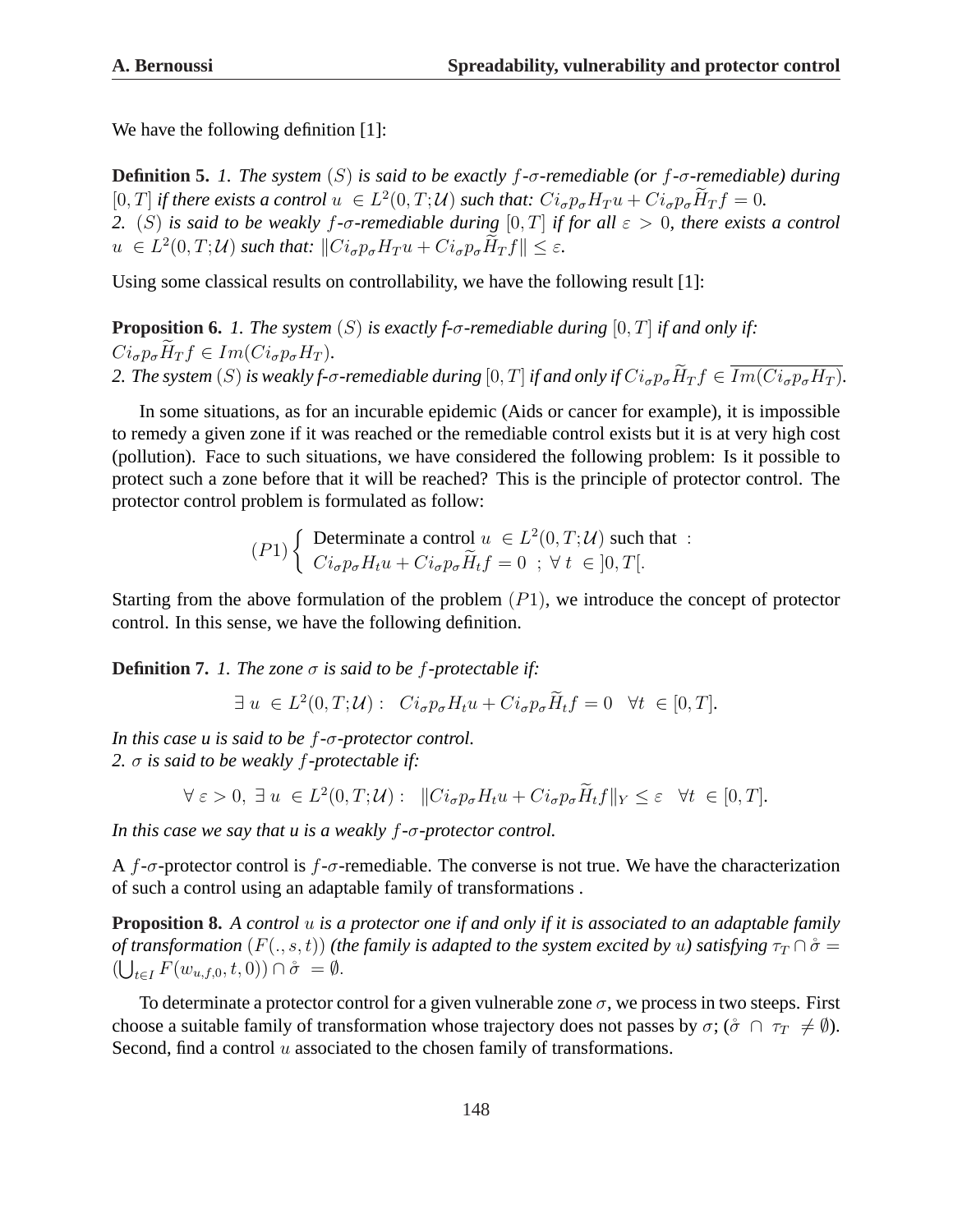We have the following definition [1]:

**Definition 5.** *1. The system $(S)$ is said to be exactly $f$-$\sigma$-remediable (or $f$-$\sigma$-remediable) during $[0,T]$ if there exists a control $u \in L^2(0,T;\mathcal{U})$ such that: $Ci_\sigma p_\sigma H_T u + Ci_\sigma p_\sigma \widetilde{H}_T f = 0$.*
*2. $(S)$ is said to be weakly $f$-$\sigma$-remediable during $[0,T]$ if for all $\varepsilon > 0$, there exists a control $u \in L^2(0,T;\mathcal{U})$ such that: $\|Ci_\sigma p_\sigma H_T u + Ci_\sigma p_\sigma \widetilde{H}_T f\| \leq \varepsilon$.*

Using some classical results on controllability, we have the following result [1]:

**Proposition 6.** *1. The system $(S)$ is exactly f-$\sigma$-remediable during $[0,T]$ if and only if: $Ci_\sigma p_\sigma \widetilde{H}_T f \in Im(Ci_\sigma p_\sigma H_T)$.*
*2. The system $(S)$ is weakly f-$\sigma$-remediable during $[0,T]$ if and only if $Ci_\sigma p_\sigma \widetilde{H}_T f \in \overline{Im(Ci_\sigma p_\sigma H_T)}$.*

In some situations, as for an incurable epidemic (Aids or cancer for example), it is impossible to remedy a given zone if it was reached or the remediable control exists but it is at very high cost (pollution). Face to such situations, we have considered the following problem: Is it possible to protect such a zone before that it will be reached? This is the principle of protector control. The protector control problem is formulated as follow:

$$(P1)\left\{\begin{array}{l} \text{Determinate a control } u \in L^2(0,T;\mathcal{U}) \text{ such that :} \\ Ci_\sigma p_\sigma H_t u + Ci_\sigma p_\sigma \widetilde{H}_t f = 0 \;\; ; \; \forall\, t \in ]0,T[. \end{array}\right.$$

Starting from the above formulation of the problem $(P1)$, we introduce the concept of protector control. In this sense, we have the following definition.

**Definition 7.** *1. The zone $\sigma$ is said to be $f$-protectable if:*

$$\exists\, u \in L^2(0,T;\mathcal{U}) : \;\; Ci_\sigma p_\sigma H_t u + Ci_\sigma p_\sigma \widetilde{H}_t f = 0 \quad \forall t \in [0,T].$$

*In this case u is said to be $f$-$\sigma$-protector control.*
*2. $\sigma$ is said to be weakly $f$-protectable if:*

$$\forall\, \varepsilon > 0,\; \exists\, u \in L^2(0,T;\mathcal{U}) : \;\; \|Ci_\sigma p_\sigma H_t u + Ci_\sigma p_\sigma \widetilde{H}_t f\|_Y \leq \varepsilon \quad \forall t \in [0,T].$$

*In this case we say that u is a weakly $f$-$\sigma$-protector control.*

A $f$-$\sigma$-protector control is $f$-$\sigma$-remediable. The converse is not true. We have the characterization of such a control using an adaptable family of transformations .

**Proposition 8.** *A control $u$ is a protector one if and only if it is associated to an adaptable family of transformation $(F(.,s,t))$ (the family is adapted to the system excited by $u$) satisfying $\tau_T \cap \mathring{\sigma} = (\bigcup_{t\in I} F(w_{u,f,0},t,0)) \cap \mathring{\sigma} = \emptyset$.*

To determinate a protector control for a given vulnerable zone $\sigma$, we process in two steeps. First choose a suitable family of transformation whose trajectory does not passes by $\sigma$; ($\mathring{\sigma} \cap \tau_T \neq \emptyset$). Second, find a control $u$ associated to the chosen family of transformations.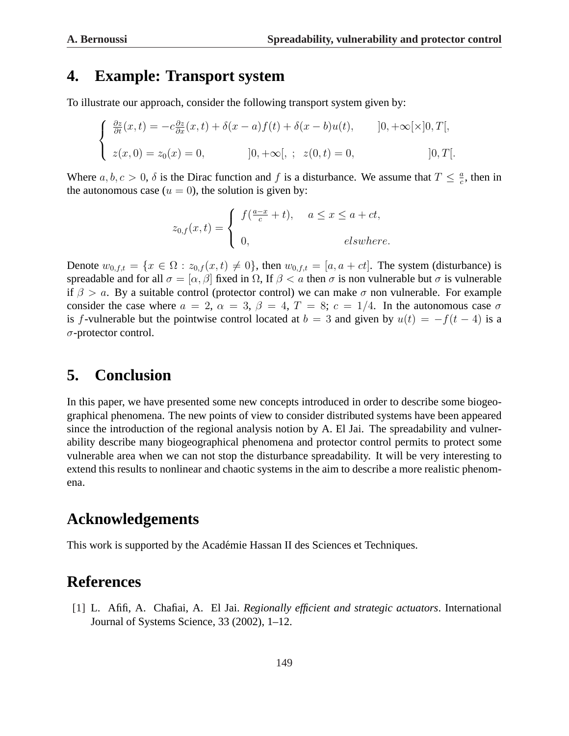## 4. Example: Transport system

To illustrate our approach, consider the following transport system given by:

$$
\begin{cases}
\frac{\partial z}{\partial t}(x,t) = -c\frac{\partial z}{\partial x}(x,t) + \delta(x-a)f(t) + \delta(x-b)u(t), & ]0,+\infty[\times]0,T[, \\
z(x,0) = z_0(x) = 0, \quad ]0,+\infty[, \; ; \; z(0,t) = 0, & ]0,T[.
\end{cases}
$$

Where $a, b, c > 0$, $\delta$ is the Dirac function and $f$ is a disturbance. We assume that $T \leq \frac{a}{c}$, then in the autonomous case ($u = 0$), the solution is given by:

$$
z_{0,f}(x,t) = \begin{cases}
f(\frac{a-x}{c} + t), & a \leq x \leq a + ct, \\
0, & elswhere.
\end{cases}
$$

Denote $w_{0,f,t} = \{x \in \Omega : z_{0,f}(x,t) \neq 0\}$, then $w_{0,f,t} = [a, a+ct]$. The system (disturbance) is spreadable and for all $\sigma = [\alpha, \beta]$ fixed in $\Omega$, If $\beta < a$ then $\sigma$ is non vulnerable but $\sigma$ is vulnerable if $\beta > a$. By a suitable control (protector control) we can make $\sigma$ non vulnerable. For example consider the case where $a = 2$, $\alpha = 3$, $\beta = 4$, $T = 8$; $c = 1/4$. In the autonomous case $\sigma$ is $f$-vulnerable but the pointwise control located at $b = 3$ and given by $u(t) = -f(t-4)$ is a $\sigma$-protector control.

## 5. Conclusion

In this paper, we have presented some new concepts introduced in order to describe some biogeographical phenomena. The new points of view to consider distributed systems have been appeared since the introduction of the regional analysis notion by A. El Jai. The spreadability and vulnerability describe many biogeographical phenomena and protector control permits to protect some vulnerable area when we can not stop the disturbance spreadability. It will be very interesting to extend this results to nonlinear and chaotic systems in the aim to describe a more realistic phenomena.

## Acknowledgements

This work is supported by the Académie Hassan II des Sciences et Techniques.

## References

[1] L. Afifi, A. Chafiai, A. El Jai. *Regionally efficient and strategic actuators*. International Journal of Systems Science, 33 (2002), 1–12.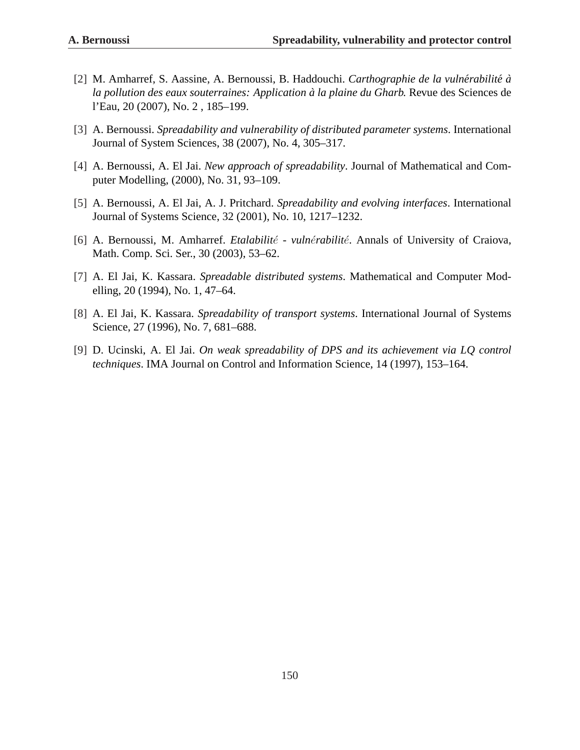[2] M. Amharref, S. Aassine, A. Bernoussi, B. Haddouchi. *Carthographie de la vulnérabilité à la pollution des eaux souterraines: Application à la plaine du Gharb*. Revue des Sciences de l'Eau, 20 (2007), No. 2 , 185–199.

[3] A. Bernoussi. *Spreadability and vulnerability of distributed parameter systems*. International Journal of System Sciences, 38 (2007), No. 4, 305–317.

[4] A. Bernoussi, A. El Jai. *New approach of spreadability*. Journal of Mathematical and Computer Modelling, (2000), No. 31, 93–109.

[5] A. Bernoussi, A. El Jai, A. J. Pritchard. *Spreadability and evolving interfaces*. International Journal of Systems Science, 32 (2001), No. 10, 1217–1232.

[6] A. Bernoussi, M. Amharref. *Etalabilité - vulnérabilité*. Annals of University of Craiova, Math. Comp. Sci. Ser., 30 (2003), 53–62.

[7] A. El Jai, K. Kassara. *Spreadable distributed systems*. Mathematical and Computer Modelling, 20 (1994), No. 1, 47–64.

[8] A. El Jai, K. Kassara. *Spreadability of transport systems*. International Journal of Systems Science, 27 (1996), No. 7, 681–688.

[9] D. Ucinski, A. El Jai. *On weak spreadability of DPS and its achievement via LQ control techniques*. IMA Journal on Control and Information Science, 14 (1997), 153–164.